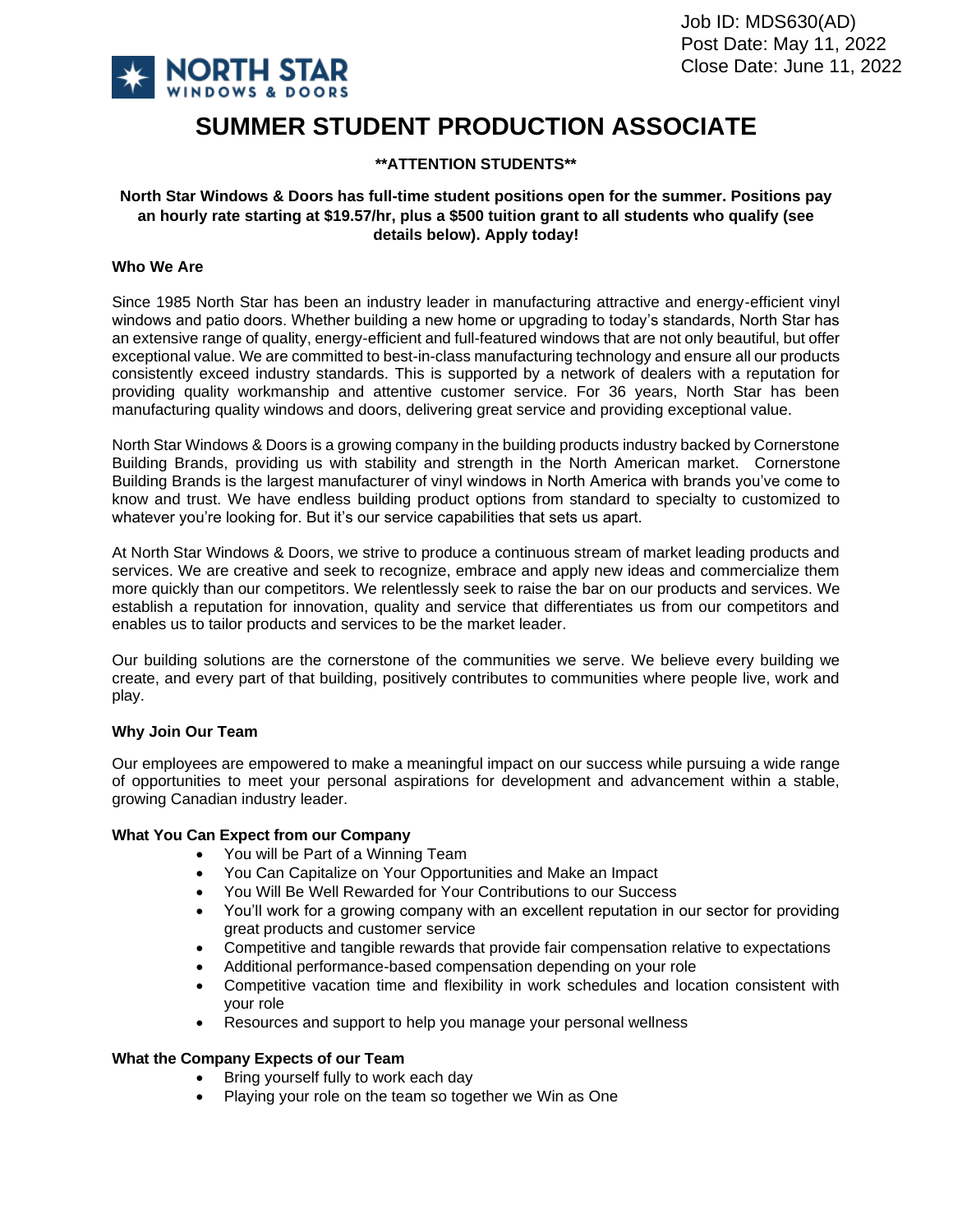Job ID: MDS630(AD)
Post Date: May 11, 2022
Close Date: June 11, 2022

NORTH STAR WINDOWS & DOORS

# SUMMER STUDENT PRODUCTION ASSOCIATE

**\*\*ATTENTION STUDENTS\*\***

**North Star Windows & Doors has full-time student positions open for the summer. Positions pay an hourly rate starting at $19.57/hr, plus a $500 tuition grant to all students who qualify (see details below). Apply today!**

**Who We Are**

Since 1985 North Star has been an industry leader in manufacturing attractive and energy-efficient vinyl windows and patio doors. Whether building a new home or upgrading to today's standards, North Star has an extensive range of quality, energy-efficient and full-featured windows that are not only beautiful, but offer exceptional value. We are committed to best-in-class manufacturing technology and ensure all our products consistently exceed industry standards. This is supported by a network of dealers with a reputation for providing quality workmanship and attentive customer service. For 36 years, North Star has been manufacturing quality windows and doors, delivering great service and providing exceptional value.

North Star Windows & Doors is a growing company in the building products industry backed by Cornerstone Building Brands, providing us with stability and strength in the North American market. Cornerstone Building Brands is the largest manufacturer of vinyl windows in North America with brands you've come to know and trust. We have endless building product options from standard to specialty to customized to whatever you're looking for. But it's our service capabilities that sets us apart.

At North Star Windows & Doors, we strive to produce a continuous stream of market leading products and services. We are creative and seek to recognize, embrace and apply new ideas and commercialize them more quickly than our competitors. We relentlessly seek to raise the bar on our products and services. We establish a reputation for innovation, quality and service that differentiates us from our competitors and enables us to tailor products and services to be the market leader.

Our building solutions are the cornerstone of the communities we serve. We believe every building we create, and every part of that building, positively contributes to communities where people live, work and play.

**Why Join Our Team**

Our employees are empowered to make a meaningful impact on our success while pursuing a wide range of opportunities to meet your personal aspirations for development and advancement within a stable, growing Canadian industry leader.

**What You Can Expect from our Company**

- You will be Part of a Winning Team
- You Can Capitalize on Your Opportunities and Make an Impact
- You Will Be Well Rewarded for Your Contributions to our Success
- You'll work for a growing company with an excellent reputation in our sector for providing great products and customer service
- Competitive and tangible rewards that provide fair compensation relative to expectations
- Additional performance-based compensation depending on your role
- Competitive vacation time and flexibility in work schedules and location consistent with your role
- Resources and support to help you manage your personal wellness

**What the Company Expects of our Team**

- Bring yourself fully to work each day
- Playing your role on the team so together we Win as One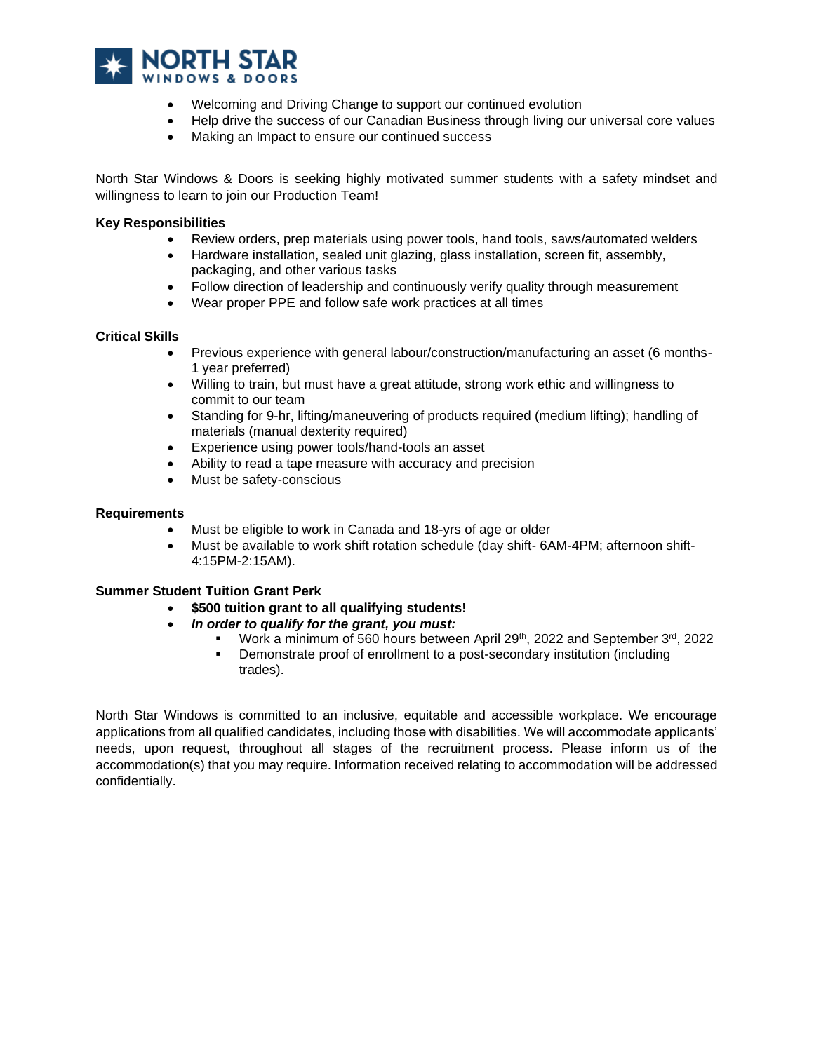- Welcoming and Driving Change to support our continued evolution
- Help drive the success of our Canadian Business through living our universal core values
- Making an Impact to ensure our continued success

North Star Windows & Doors is seeking highly motivated summer students with a safety mindset and willingness to learn to join our Production Team!

**Key Responsibilities**

- Review orders, prep materials using power tools, hand tools, saws/automated welders
- Hardware installation, sealed unit glazing, glass installation, screen fit, assembly, packaging, and other various tasks
- Follow direction of leadership and continuously verify quality through measurement
- Wear proper PPE and follow safe work practices at all times

**Critical Skills**

- Previous experience with general labour/construction/manufacturing an asset (6 months-1 year preferred)
- Willing to train, but must have a great attitude, strong work ethic and willingness to commit to our team
- Standing for 9-hr, lifting/maneuvering of products required (medium lifting); handling of materials (manual dexterity required)
- Experience using power tools/hand-tools an asset
- Ability to read a tape measure with accuracy and precision
- Must be safety-conscious

**Requirements**

- Must be eligible to work in Canada and 18-yrs of age or older
- Must be available to work shift rotation schedule (day shift- 6AM-4PM; afternoon shift- 4:15PM-2:15AM).

**Summer Student Tuition Grant Perk**

- **$500 tuition grant to all qualifying students!**
- ***In order to qualify for the grant, you must:***
  - Work a minimum of 560 hours between April 29th, 2022 and September 3rd, 2022
  - Demonstrate proof of enrollment to a post-secondary institution (including trades).

North Star Windows is committed to an inclusive, equitable and accessible workplace. We encourage applications from all qualified candidates, including those with disabilities. We will accommodate applicants' needs, upon request, throughout all stages of the recruitment process. Please inform us of the accommodation(s) that you may require. Information received relating to accommodation will be addressed confidentially.